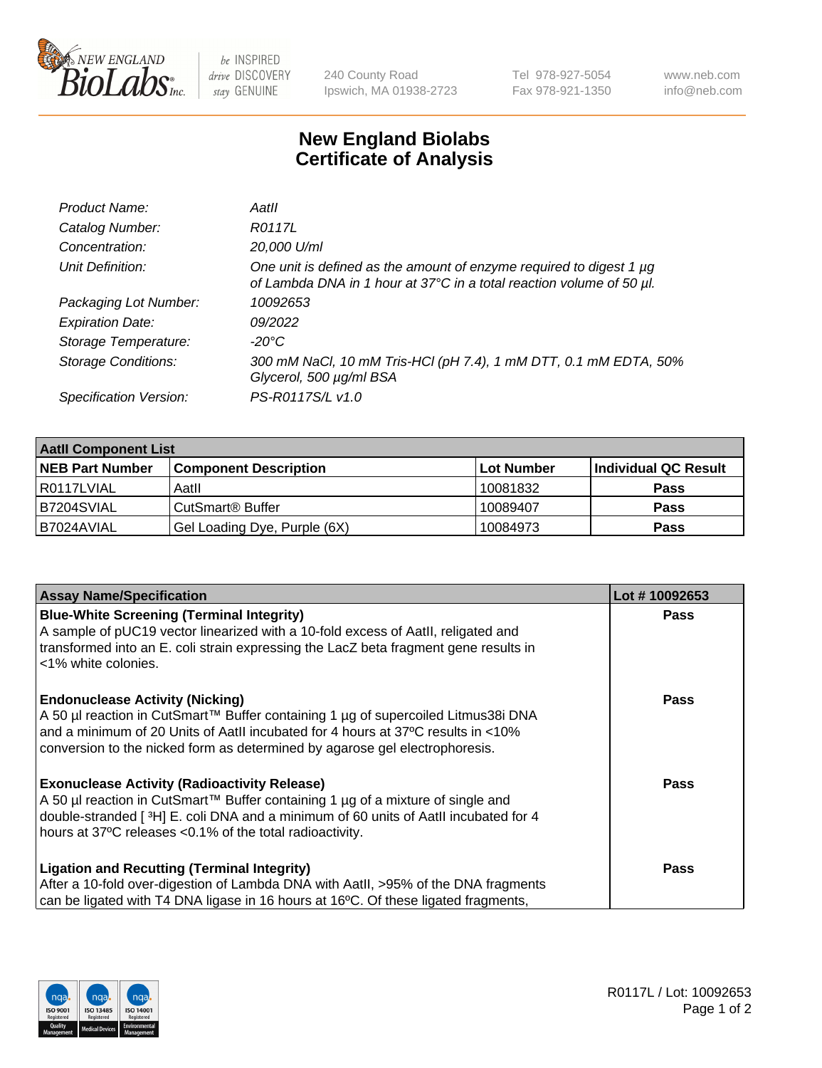# New England Biolabs Certificate of Analysis

| | |
|---|---|
| *Product Name:* | *AatII* |
| *Catalog Number:* | *R0117L* |
| *Concentration:* | *20,000 U/ml* |
| *Unit Definition:* | *One unit is defined as the amount of enzyme required to digest 1 µg of Lambda DNA in 1 hour at 37°C in a total reaction volume of 50 µl.* |
| *Packaging Lot Number:* | *10092653* |
| *Expiration Date:* | *09/2022* |
| *Storage Temperature:* | *-20°C* |
| *Storage Conditions:* | *300 mM NaCl, 10 mM Tris-HCl (pH 7.4), 1 mM DTT, 0.1 mM EDTA, 50% Glycerol, 500 µg/ml BSA* |
| *Specification Version:* | *PS-R0117S/L v1.0* |

| AatII Component List | | | |
|---|---|---|---|
| **NEB Part Number** | **Component Description** | **Lot Number** | **Individual QC Result** |
| R0117LVIAL | AatII | 10081832 | **Pass** |
| B7204SVIAL | CutSmart® Buffer | 10089407 | **Pass** |
| B7024AVIAL | Gel Loading Dye, Purple (6X) | 10084973 | **Pass** |

| Assay Name/Specification | Lot # 10092653 |
|---|---|
| **Blue-White Screening (Terminal Integrity)** A sample of pUC19 vector linearized with a 10-fold excess of AatII, religated and transformed into an E. coli strain expressing the LacZ beta fragment gene results in <1% white colonies. | **Pass** |
| **Endonuclease Activity (Nicking)** A 50 µl reaction in CutSmart™ Buffer containing 1 µg of supercoiled Litmus38i DNA and a minimum of 20 Units of AatII incubated for 4 hours at 37ºC results in <10% conversion to the nicked form as determined by agarose gel electrophoresis. | **Pass** |
| **Exonuclease Activity (Radioactivity Release)** A 50 µl reaction in CutSmart™ Buffer containing 1 µg of a mixture of single and double-stranded [ $^3$H] E. coli DNA and a minimum of 60 units of AatII incubated for 4 hours at 37ºC releases <0.1% of the total radioactivity. | **Pass** |
| **Ligation and Recutting (Terminal Integrity)** After a 10-fold over-digestion of Lambda DNA with AatII, >95% of the DNA fragments can be ligated with T4 DNA ligase in 16 hours at 16ºC. Of these ligated fragments, | **Pass** |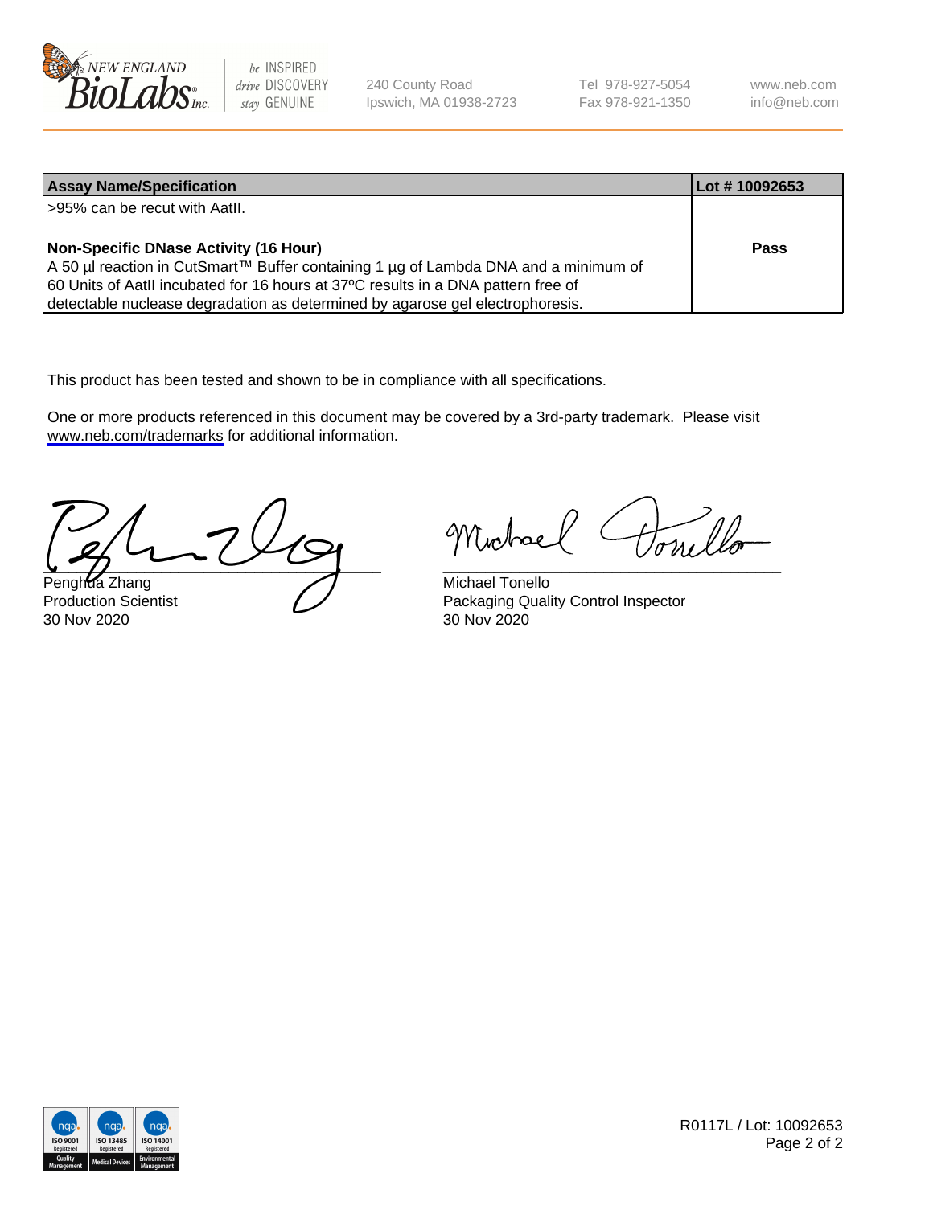| Assay Name/Specification | Lot # 10092653 |
|---|---|
| >95% can be recut with AatII. | |
| **Non-Specific DNase Activity (16 Hour)**<br>A 50 µl reaction in CutSmart™ Buffer containing 1 µg of Lambda DNA and a minimum of 60 Units of AatII incubated for 16 hours at 37ºC results in a DNA pattern free of detectable nuclease degradation as determined by agarose gel electrophoresis. | **Pass** |

This product has been tested and shown to be in compliance with all specifications.

One or more products referenced in this document may be covered by a 3rd-party trademark. Please visit www.neb.com/trademarks for additional information.

Penghua Zhang
Production Scientist
30 Nov 2020

Michael Tonello
Packaging Quality Control Inspector
30 Nov 2020

R0117L / Lot: 10092653